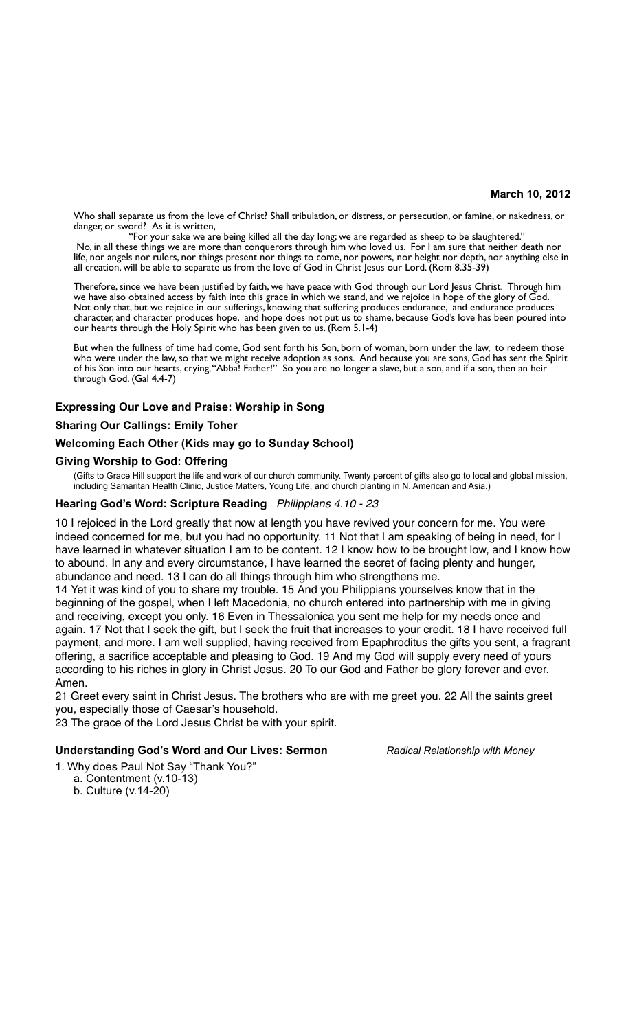**March 10, 2012**

Who shall separate us from the love of Christ? Shall tribulation, or distress, or persecution, or famine, or nakedness, or danger, or sword? As it is written,

"For your sake we are being killed all the day long; we are regarded as sheep to be slaughtered."

No, in all these things we are more than conquerors through him who loved us. For I am sure that neither death nor life, nor angels nor rulers, nor things present nor things to come, nor powers, nor height nor depth, nor anything else in all creation, will be able to separate us from the love of God in Christ Jesus our Lord. (Rom 8.35-39)

Therefore, since we have been justified by faith, we have peace with God through our Lord Jesus Christ. Through him we have also obtained access by faith into this grace in which we stand, and we rejoice in hope of the glory of God. Not only that, but we rejoice in our sufferings, knowing that suffering produces endurance, and endurance produces character, and character produces hope, and hope does not put us to shame, because God's love has been poured into our hearts through the Holy Spirit who has been given to us. (Rom 5.1-4)

But when the fullness of time had come, God sent forth his Son, born of woman, born under the law, to redeem those who were under the law, so that we might receive adoption as sons. And because you are sons, God has sent the Spirit of his Son into our hearts, crying, "Abba! Father!" So you are no longer a slave, but a son, and if a son, then an heir through God. (Gal 4.4-7)

**Expressing Our Love and Praise: Worship in Song**

**Sharing Our Callings: Emily Toher**

**Welcoming Each Other (Kids may go to Sunday School)**

**Giving Worship to God: Offering**

(Gifts to Grace Hill support the life and work of our church community. Twenty percent of gifts also go to local and global mission, including Samaritan Health Clinic, Justice Matters, Young Life, and church planting in N. American and Asia.)

**Hearing God's Word: Scripture Reading** *Philippians 4.10 - 23*

10 I rejoiced in the Lord greatly that now at length you have revived your concern for me. You were indeed concerned for me, but you had no opportunity. 11 Not that I am speaking of being in need, for I have learned in whatever situation I am to be content. 12 I know how to be brought low, and I know how to abound. In any and every circumstance, I have learned the secret of facing plenty and hunger, abundance and need. 13 I can do all things through him who strengthens me.

14 Yet it was kind of you to share my trouble. 15 And you Philippians yourselves know that in the beginning of the gospel, when I left Macedonia, no church entered into partnership with me in giving and receiving, except you only. 16 Even in Thessalonica you sent me help for my needs once and again. 17 Not that I seek the gift, but I seek the fruit that increases to your credit. 18 I have received full payment, and more. I am well supplied, having received from Epaphroditus the gifts you sent, a fragrant offering, a sacrifice acceptable and pleasing to God. 19 And my God will supply every need of yours according to his riches in glory in Christ Jesus. 20 To our God and Father be glory forever and ever. Amen.

21 Greet every saint in Christ Jesus. The brothers who are with me greet you. 22 All the saints greet you, especially those of Caesar's household.

23 The grace of the Lord Jesus Christ be with your spirit.

**Understanding God's Word and Our Lives: Sermon** *Radical Relationship with Money*

1. Why does Paul Not Say "Thank You?"
   a. Contentment (v.10-13)
   b. Culture (v.14-20)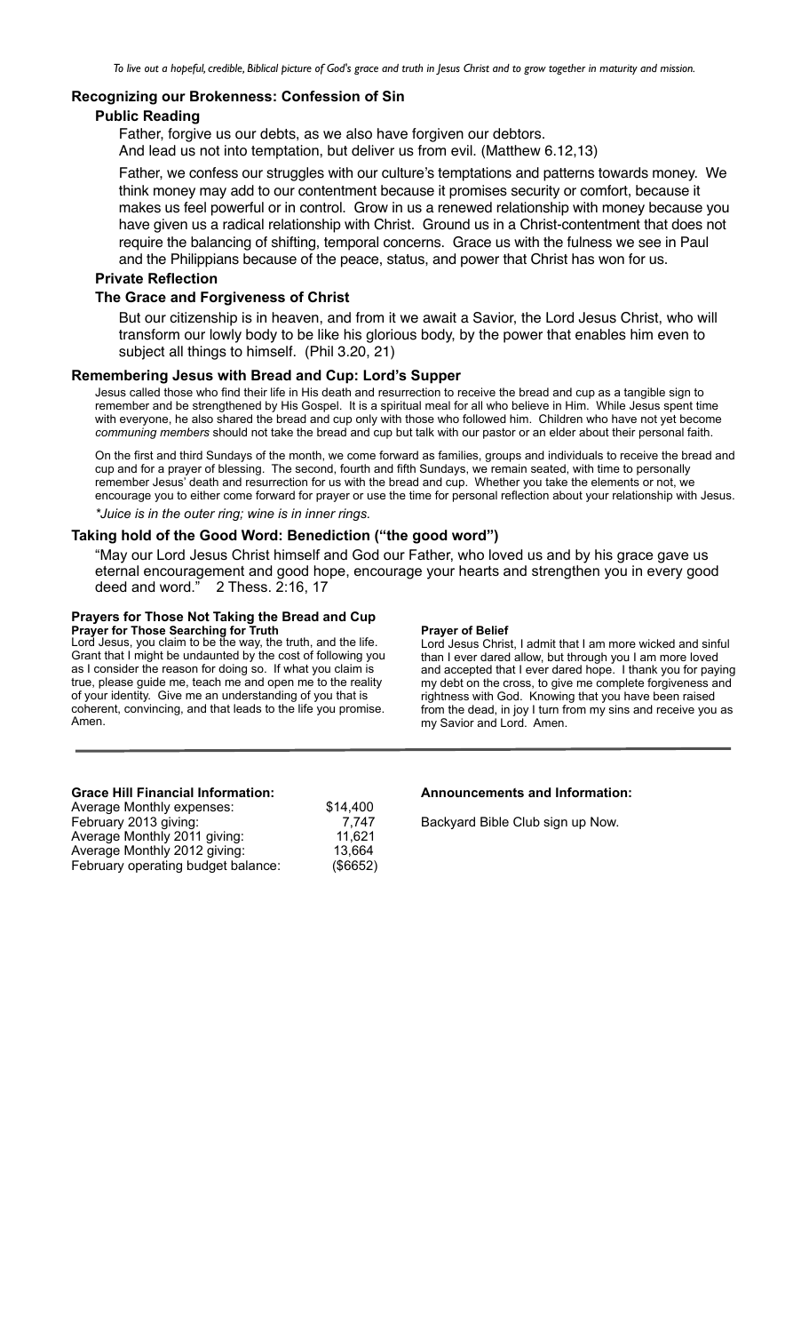*To live out a hopeful, credible, Biblical picture of God's grace and truth in Jesus Christ and to grow together in maturity and mission.*

## Recognizing our Brokenness: Confession of Sin

### Public Reading

Father, forgive us our debts, as we also have forgiven our debtors.
And lead us not into temptation, but deliver us from evil. (Matthew 6.12,13)

Father, we confess our struggles with our culture's temptations and patterns towards money. We think money may add to our contentment because it promises security or comfort, because it makes us feel powerful or in control. Grow in us a renewed relationship with money because you have given us a radical relationship with Christ. Ground us in a Christ-contentment that does not require the balancing of shifting, temporal concerns. Grace us with the fulness we see in Paul and the Philippians because of the peace, status, and power that Christ has won for us.

### Private Reflection

### The Grace and Forgiveness of Christ

But our citizenship is in heaven, and from it we await a Savior, the Lord Jesus Christ, who will transform our lowly body to be like his glorious body, by the power that enables him even to subject all things to himself. (Phil 3.20, 21)

## Remembering Jesus with Bread and Cup: Lord's Supper

Jesus called those who find their life in His death and resurrection to receive the bread and cup as a tangible sign to remember and be strengthened by His Gospel. It is a spiritual meal for all who believe in Him. While Jesus spent time with everyone, he also shared the bread and cup only with those who followed him. Children who have not yet become *communing members* should not take the bread and cup but talk with our pastor or an elder about their personal faith.

On the first and third Sundays of the month, we come forward as families, groups and individuals to receive the bread and cup and for a prayer of blessing. The second, fourth and fifth Sundays, we remain seated, with time to personally remember Jesus' death and resurrection for us with the bread and cup. Whether you take the elements or not, we encourage you to either come forward for prayer or use the time for personal reflection about your relationship with Jesus.

*\*Juice is in the outer ring; wine is in inner rings.*

## Taking hold of the Good Word: Benediction ("the good word")

"May our Lord Jesus Christ himself and God our Father, who loved us and by his grace gave us eternal encouragement and good hope, encourage your hearts and strengthen you in every good deed and word." 2 Thess. 2:16, 17

### Prayers for Those Not Taking the Bread and Cup

**Prayer for Those Searching for Truth**

Lord Jesus, you claim to be the way, the truth, and the life. Grant that I might be undaunted by the cost of following you as I consider the reason for doing so. If what you claim is true, please guide me, teach me and open me to the reality of your identity. Give me an understanding of you that is coherent, convincing, and that leads to the life you promise. Amen.

**Prayer of Belief**

Lord Jesus Christ, I admit that I am more wicked and sinful than I ever dared allow, but through you I am more loved and accepted that I ever dared hope. I thank you for paying my debt on the cross, to give me complete forgiveness and rightness with God. Knowing that you have been raised from the dead, in joy I turn from my sins and receive you as my Savior and Lord. Amen.

---

### Grace Hill Financial Information:

| | |
|---|---|
| Average Monthly expenses: | $14,400 |
| February 2013 giving: | 7,747 |
| Average Monthly 2011 giving: | 11,621 |
| Average Monthly 2012 giving: | 13,664 |
| February operating budget balance: | ($6652) |

### Announcements and Information:

Backyard Bible Club sign up Now.